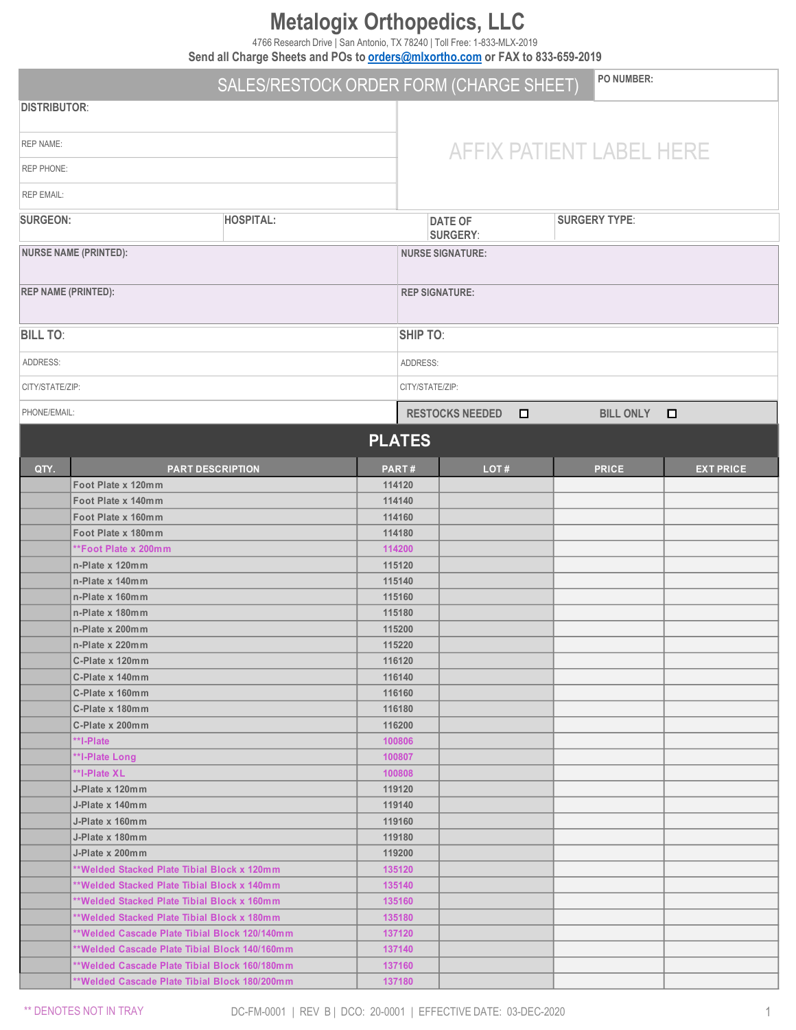# Metalogix Orthopedics, LLC

4766 Research Drive | San Antonio, TX 78240 | Toll Free: 1-833-MLX-2019

**Send all Charge Sheets and POs to orders@mlxortho.com or FAX to 833-659-2019**

## SALES/RESTOCK ORDER FORM (CHARGE SHEET)

**PO NUMBER:**

**DISTRIBUTOR:**

REP NAME:

REP PHONE:

REP EMAIL:

AFFIX PATIENT LABEL HERE

| **SURGEON:** | **HOSPITAL:** | **DATE OF SURGERY:** | **SURGERY TYPE:** |
|---|---|---|---|

| **NURSE NAME (PRINTED):** | **NURSE SIGNATURE:** |
|---|---|
| **REP NAME (PRINTED):** | **REP SIGNATURE:** |

| **BILL TO:** | **SHIP TO:** |
|---|---|
| ADDRESS: | ADDRESS: |
| CITY/STATE/ZIP: | CITY/STATE/ZIP: |
| PHONE/EMAIL: | RESTOCKS NEEDED ☐ BILL ONLY ☐ |

## PLATES

| QTY. | PART DESCRIPTION | PART # | LOT # | PRICE | EXT PRICE |
|---|---|---|---|---|---|
| | Foot Plate x 120mm | 114120 | | | |
| | Foot Plate x 140mm | 114140 | | | |
| | Foot Plate x 160mm | 114160 | | | |
| | Foot Plate x 180mm | 114180 | | | |
| | **Foot Plate x 200mm | 114200 | | | |
| | n-Plate x 120mm | 115120 | | | |
| | n-Plate x 140mm | 115140 | | | |
| | n-Plate x 160mm | 115160 | | | |
| | n-Plate x 180mm | 115180 | | | |
| | n-Plate x 200mm | 115200 | | | |
| | n-Plate x 220mm | 115220 | | | |
| | C-Plate x 120mm | 116120 | | | |
| | C-Plate x 140mm | 116140 | | | |
| | C-Plate x 160mm | 116160 | | | |
| | C-Plate x 180mm | 116180 | | | |
| | C-Plate x 200mm | 116200 | | | |
| | **I-Plate | 100806 | | | |
| | **I-Plate Long | 100807 | | | |
| | **I-Plate XL | 100808 | | | |
| | J-Plate x 120mm | 119120 | | | |
| | J-Plate x 140mm | 119140 | | | |
| | J-Plate x 160mm | 119160 | | | |
| | J-Plate x 180mm | 119180 | | | |
| | J-Plate x 200mm | 119200 | | | |
| | **Welded Stacked Plate Tibial Block x 120mm | 135120 | | | |
| | **Welded Stacked Plate Tibial Block x 140mm | 135140 | | | |
| | **Welded Stacked Plate Tibial Block x 160mm | 135160 | | | |
| | **Welded Stacked Plate Tibial Block x 180mm | 135180 | | | |
| | **Welded Cascade Plate Tibial Block 120/140mm | 137120 | | | |
| | **Welded Cascade Plate Tibial Block 140/160mm | 137140 | | | |
| | **Welded Cascade Plate Tibial Block 160/180mm | 137160 | | | |
| | **Welded Cascade Plate Tibial Block 180/200mm | 137180 | | | |

** DENOTES NOT IN TRAY

DC-FM-0001 | REV B | DCO: 20-0001 | EFFECTIVE DATE: 03-DEC-2020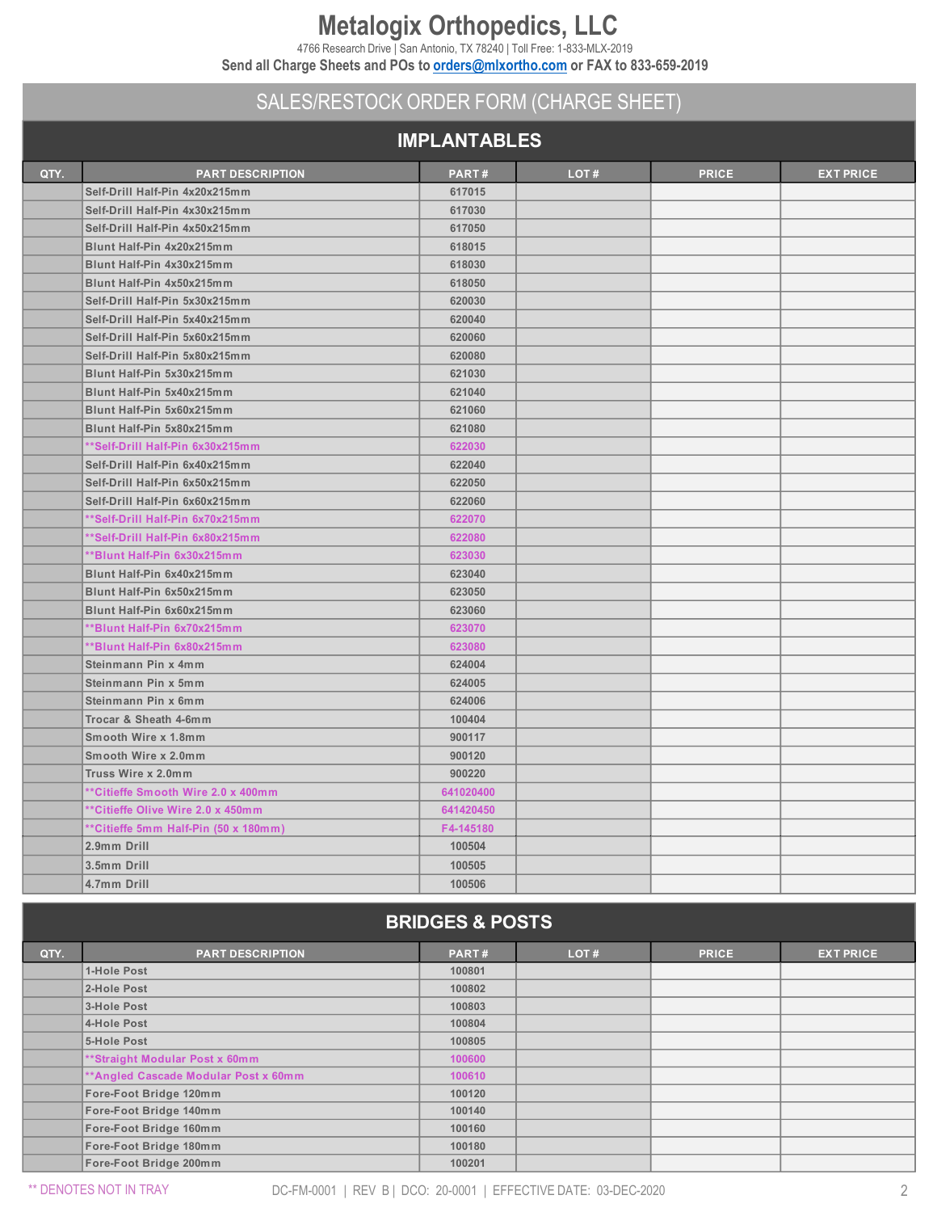# Metalogix Orthopedics, LLC

4766 Research Drive | San Antonio, TX 78240 | Toll Free: 1-833-MLX-2019

**Send all Charge Sheets and POs to orders@mlxortho.com or FAX to 833-659-2019**

## SALES/RESTOCK ORDER FORM (CHARGE SHEET)

### IMPLANTABLES

| QTY. | PART DESCRIPTION | PART # | LOT # | PRICE | EXT PRICE |
|---|---|---|---|---|---|
| | Self-Drill Half-Pin 4x20x215mm | 617015 | | | |
| | Self-Drill Half-Pin 4x30x215mm | 617030 | | | |
| | Self-Drill Half-Pin 4x50x215mm | 617050 | | | |
| | Blunt Half-Pin 4x20x215mm | 618015 | | | |
| | Blunt Half-Pin 4x30x215mm | 618030 | | | |
| | Blunt Half-Pin 4x50x215mm | 618050 | | | |
| | Self-Drill Half-Pin 5x30x215mm | 620030 | | | |
| | Self-Drill Half-Pin 5x40x215mm | 620040 | | | |
| | Self-Drill Half-Pin 5x60x215mm | 620060 | | | |
| | Self-Drill Half-Pin 5x80x215mm | 620080 | | | |
| | Blunt Half-Pin 5x30x215mm | 621030 | | | |
| | Blunt Half-Pin 5x40x215mm | 621040 | | | |
| | Blunt Half-Pin 5x60x215mm | 621060 | | | |
| | Blunt Half-Pin 5x80x215mm | 621080 | | | |
| | **Self-Drill Half-Pin 6x30x215mm | 622030 | | | |
| | Self-Drill Half-Pin 6x40x215mm | 622040 | | | |
| | Self-Drill Half-Pin 6x50x215mm | 622050 | | | |
| | Self-Drill Half-Pin 6x60x215mm | 622060 | | | |
| | **Self-Drill Half-Pin 6x70x215mm | 622070 | | | |
| | **Self-Drill Half-Pin 6x80x215mm | 622080 | | | |
| | **Blunt Half-Pin 6x30x215mm | 623030 | | | |
| | Blunt Half-Pin 6x40x215mm | 623040 | | | |
| | Blunt Half-Pin 6x50x215mm | 623050 | | | |
| | Blunt Half-Pin 6x60x215mm | 623060 | | | |
| | **Blunt Half-Pin 6x70x215mm | 623070 | | | |
| | **Blunt Half-Pin 6x80x215mm | 623080 | | | |
| | Steinmann Pin x 4mm | 624004 | | | |
| | Steinmann Pin x 5mm | 624005 | | | |
| | Steinmann Pin x 6mm | 624006 | | | |
| | Trocar & Sheath 4-6mm | 100404 | | | |
| | Smooth Wire x 1.8mm | 900117 | | | |
| | Smooth Wire x 2.0mm | 900120 | | | |
| | Truss Wire x 2.0mm | 900220 | | | |
| | **Citieffe Smooth Wire 2.0 x 400mm | 641020400 | | | |
| | **Citieffe Olive Wire 2.0 x 450mm | 641420450 | | | |
| | **Citieffe 5mm Half-Pin (50 x 180mm) | F4-145180 | | | |
| | 2.9mm Drill | 100504 | | | |
| | 3.5mm Drill | 100505 | | | |
| | 4.7mm Drill | 100506 | | | |

### BRIDGES & POSTS

| QTY. | PART DESCRIPTION | PART # | LOT # | PRICE | EXT PRICE |
|---|---|---|---|---|---|
| | 1-Hole Post | 100801 | | | |
| | 2-Hole Post | 100802 | | | |
| | 3-Hole Post | 100803 | | | |
| | 4-Hole Post | 100804 | | | |
| | 5-Hole Post | 100805 | | | |
| | **Straight Modular Post x 60mm | 100600 | | | |
| | **Angled Cascade Modular Post x 60mm | 100610 | | | |
| | Fore-Foot Bridge 120mm | 100120 | | | |
| | Fore-Foot Bridge 140mm | 100140 | | | |
| | Fore-Foot Bridge 160mm | 100160 | | | |
| | Fore-Foot Bridge 180mm | 100180 | | | |
| | Fore-Foot Bridge 200mm | 100201 | | | |

** DENOTES NOT IN TRAY

DC-FM-0001 | REV B | DCO: 20-0001 | EFFECTIVE DATE: 03-DEC-2020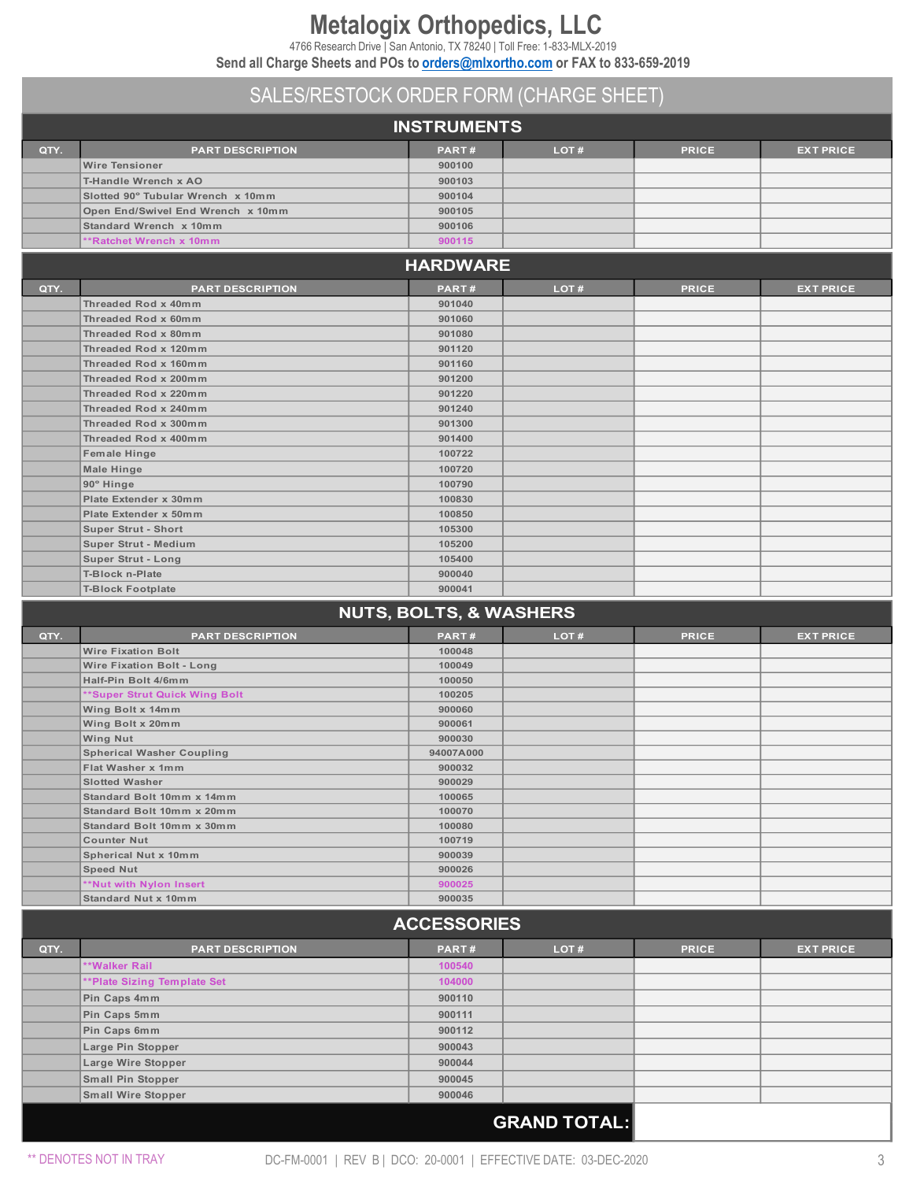# Metalogix Orthopedics, LLC

4766 Research Drive | San Antonio, TX 78240 | Toll Free: 1-833-MLX-2019

**Send all Charge Sheets and POs to orders@mlxortho.com or FAX to 833-659-2019**

## SALES/RESTOCK ORDER FORM (CHARGE SHEET)

### INSTRUMENTS

| QTY. | PART DESCRIPTION | PART # | LOT # | PRICE | EXT PRICE |
|---|---|---|---|---|---|
| | Wire Tensioner | 900100 | | | |
| | T-Handle Wrench x AO | 900103 | | | |
| | Slotted 90° Tubular Wrench x 10mm | 900104 | | | |
| | Open End/Swivel End Wrench x 10mm | 900105 | | | |
| | Standard Wrench x 10mm | 900106 | | | |
| | **Ratchet Wrench x 10mm | 900115 | | | |

### HARDWARE

| QTY. | PART DESCRIPTION | PART # | LOT # | PRICE | EXT PRICE |
|---|---|---|---|---|---|
| | Threaded Rod x 40mm | 901040 | | | |
| | Threaded Rod x 60mm | 901060 | | | |
| | Threaded Rod x 80mm | 901080 | | | |
| | Threaded Rod x 120mm | 901120 | | | |
| | Threaded Rod x 160mm | 901160 | | | |
| | Threaded Rod x 200mm | 901200 | | | |
| | Threaded Rod x 220mm | 901220 | | | |
| | Threaded Rod x 240mm | 901240 | | | |
| | Threaded Rod x 300mm | 901300 | | | |
| | Threaded Rod x 400mm | 901400 | | | |
| | Female Hinge | 100722 | | | |
| | Male Hinge | 100720 | | | |
| | 90° Hinge | 100790 | | | |
| | Plate Extender x 30mm | 100830 | | | |
| | Plate Extender x 50mm | 100850 | | | |
| | Super Strut - Short | 105300 | | | |
| | Super Strut - Medium | 105200 | | | |
| | Super Strut - Long | 105400 | | | |
| | T-Block n-Plate | 900040 | | | |
| | T-Block Footplate | 900041 | | | |

### NUTS, BOLTS, & WASHERS

| QTY. | PART DESCRIPTION | PART # | LOT # | PRICE | EXT PRICE |
|---|---|---|---|---|---|
| | Wire Fixation Bolt | 100048 | | | |
| | Wire Fixation Bolt - Long | 100049 | | | |
| | Half-Pin Bolt 4/6mm | 100050 | | | |
| | **Super Strut Quick Wing Bolt | 100205 | | | |
| | Wing Bolt x 14mm | 900060 | | | |
| | Wing Bolt x 20mm | 900061 | | | |
| | Wing Nut | 900030 | | | |
| | Spherical Washer Coupling | 94007A000 | | | |
| | Flat Washer x 1mm | 900032 | | | |
| | Slotted Washer | 900029 | | | |
| | Standard Bolt 10mm x 14mm | 100065 | | | |
| | Standard Bolt 10mm x 20mm | 100070 | | | |
| | Standard Bolt 10mm x 30mm | 100080 | | | |
| | Counter Nut | 100719 | | | |
| | Spherical Nut x 10mm | 900039 | | | |
| | Speed Nut | 900026 | | | |
| | **Nut with Nylon Insert | 900025 | | | |
| | Standard Nut x 10mm | 900035 | | | |

### ACCESSORIES

| QTY. | PART DESCRIPTION | PART # | LOT # | PRICE | EXT PRICE |
|---|---|---|---|---|---|
| | **Walker Rail | 100540 | | | |
| | **Plate Sizing Template Set | 104000 | | | |
| | Pin Caps 4mm | 900110 | | | |
| | Pin Caps 5mm | 900111 | | | |
| | Pin Caps 6mm | 900112 | | | |
| | Large Pin Stopper | 900043 | | | |
| | Large Wire Stopper | 900044 | | | |
| | Small Pin Stopper | 900045 | | | |
| | Small Wire Stopper | 900046 | | | |

**GRAND TOTAL:**

** DENOTES NOT IN TRAY

DC-FM-0001 | REV B | DCO: 20-0001 | EFFECTIVE DATE: 03-DEC-2020